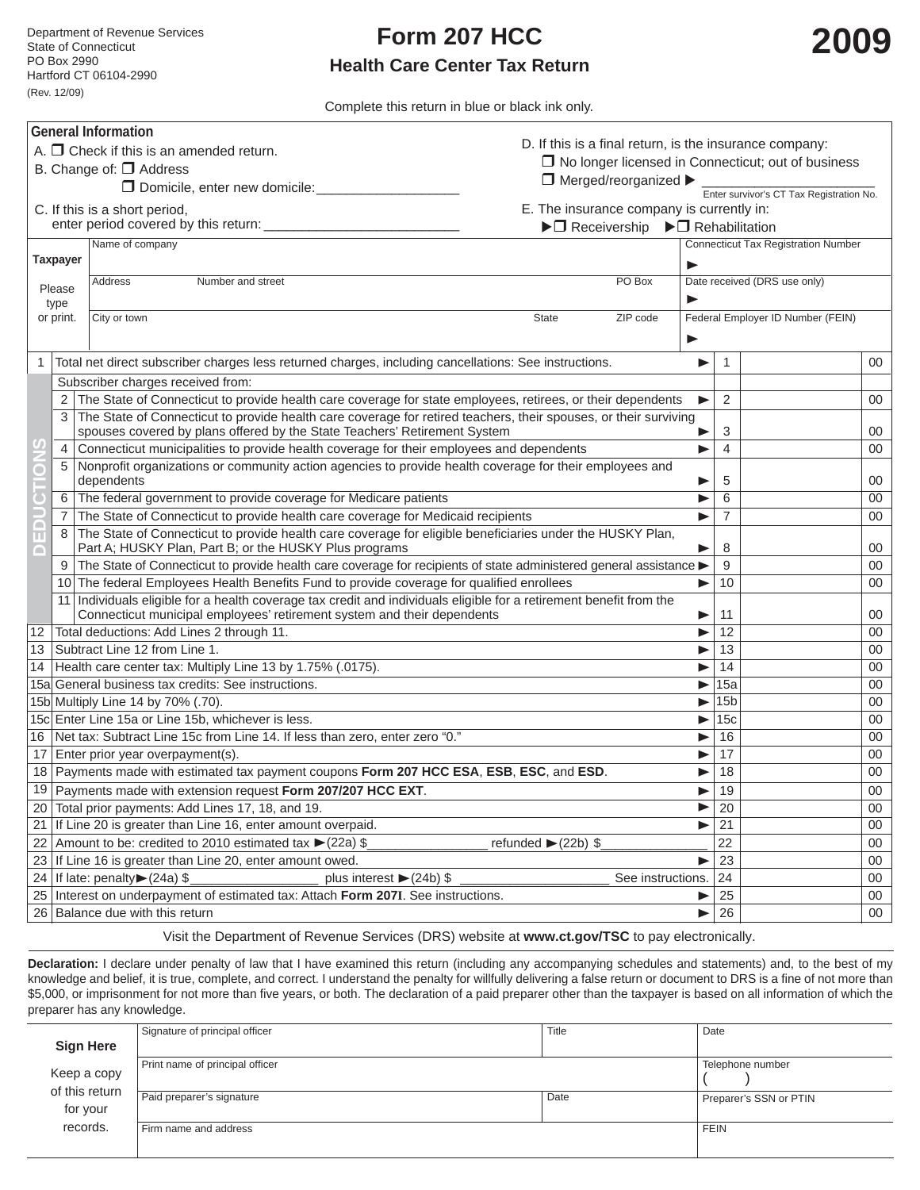Department of Revenue Services
State of Connecticut
PO Box 2990
Hartford CT 06104-2990
(Rev. 12/09)

# Form 207 HCC

## Health Care Center Tax Return

# 2009

Complete this return in blue or black ink only.

**General Information**

A. ☐ Check if this is an amended return.

B. Change of: ☐ Address

☐ Domicile, enter new domicile:__________________

C. If this is a short period, enter period covered by this return: __________________________

D. If this is a final return, is the insurance company:

☐ No longer licensed in Connecticut; out of business

☐ Merged/reorganized ▶ ______________________ Enter survivor's CT Tax Registration No.

E. The insurance company is currently in:

▶☐ Receivership ▶☐ Rehabilitation

| Taxpayer Please type or print. | | |
|---|---|---|
| Name of company | | Connecticut Tax Registration Number ▶ |
| Address Number and street | PO Box | Date received (DRS use only) ▶ |
| City or town | State ZIP code | Federal Employer ID Number (FEIN) ▶ |

| Line | Description | | Line | Amount | |
|---|---|---|---|---|---|
| 1 | Total net direct subscriber charges less returned charges, including cancellations: See instructions. | ▶ | 1 | | 00 |
| **DEDUCTIONS** | Subscriber charges received from: | | | | |
| 2 | The State of Connecticut to provide health care coverage for state employees, retirees, or their dependents | ▶ | 2 | | 00 |
| 3 | The State of Connecticut to provide health care coverage for retired teachers, their spouses, or their surviving spouses covered by plans offered by the State Teachers' Retirement System | ▶ | 3 | | 00 |
| 4 | Connecticut municipalities to provide health coverage for their employees and dependents | ▶ | 4 | | 00 |
| 5 | Nonprofit organizations or community action agencies to provide health coverage for their employees and dependents | ▶ | 5 | | 00 |
| 6 | The federal government to provide coverage for Medicare patients | ▶ | 6 | | 00 |
| 7 | The State of Connecticut to provide health care coverage for Medicaid recipients | ▶ | 7 | | 00 |
| 8 | The State of Connecticut to provide health care coverage for eligible beneficiaries under the HUSKY Plan, Part A; HUSKY Plan, Part B; or the HUSKY Plus programs | ▶ | 8 | | 00 |
| 9 | The State of Connecticut to provide health care coverage for recipients of state administered general assistance | ▶ | 9 | | 00 |
| 10 | The federal Employees Health Benefits Fund to provide coverage for qualified enrollees | ▶ | 10 | | 00 |
| 11 | Individuals eligible for a health coverage tax credit and individuals eligible for a retirement benefit from the Connecticut municipal employees' retirement system and their dependents | ▶ | 11 | | 00 |
| 12 | Total deductions: Add Lines 2 through 11. | ▶ | 12 | | 00 |
| 13 | Subtract Line 12 from Line 1. | ▶ | 13 | | 00 |
| 14 | Health care center tax: Multiply Line 13 by 1.75% (.0175). | ▶ | 14 | | 00 |
| 15a | General business tax credits: See instructions. | ▶ | 15a | | 00 |
| 15b | Multiply Line 14 by 70% (.70). | ▶ | 15b | | 00 |
| 15c | Enter Line 15a or Line 15b, whichever is less. | ▶ | 15c | | 00 |
| 16 | Net tax: Subtract Line 15c from Line 14. If less than zero, enter zero "0." | ▶ | 16 | | 00 |
| 17 | Enter prior year overpayment(s). | ▶ | 17 | | 00 |
| 18 | Payments made with estimated tax payment coupons **Form 207 HCC ESA**, **ESB**, **ESC**, and **ESD**. | ▶ | 18 | | 00 |
| 19 | Payments made with extension request **Form 207/207 HCC EXT**. | ▶ | 19 | | 00 |
| 20 | Total prior payments: Add Lines 17, 18, and 19. | ▶ | 20 | | 00 |
| 21 | If Line 20 is greater than Line 16, enter amount overpaid. | ▶ | 21 | | 00 |
| 22 | Amount to be: credited to 2010 estimated tax ▶(22a) $________________ refunded ▶(22b) $______________ | | 22 | | 00 |
| 23 | If Line 16 is greater than Line 20, enter amount owed. | ▶ | 23 | | 00 |
| 24 | If late: penalty▶(24a) $_________________ plus interest ▶(24b) $ ____________________ See instructions. | | 24 | | 00 |
| 25 | Interest on underpayment of estimated tax: Attach **Form 207I**. See instructions. | ▶ | 25 | | 00 |
| 26 | Balance due with this return | ▶ | 26 | | 00 |

Visit the Department of Revenue Services (DRS) website at **www.ct.gov/TSC** to pay electronically.

**Declaration:** I declare under penalty of law that I have examined this return (including any accompanying schedules and statements) and, to the best of my knowledge and belief, it is true, complete, and correct. I understand the penalty for willfully delivering a false return or document to DRS is a fine of not more than $5,000, or imprisonment for not more than five years, or both. The declaration of a paid preparer other than the taxpayer is based on all information of which the preparer has any knowledge.

| **Sign Here** Keep a copy of this return for your records. | | | |
|---|---|---|---|
| | Signature of principal officer | Title | Date |
| | Print name of principal officer | | Telephone number ( ) |
| | Paid preparer's signature | Date | Preparer's SSN or PTIN |
| | Firm name and address | | FEIN |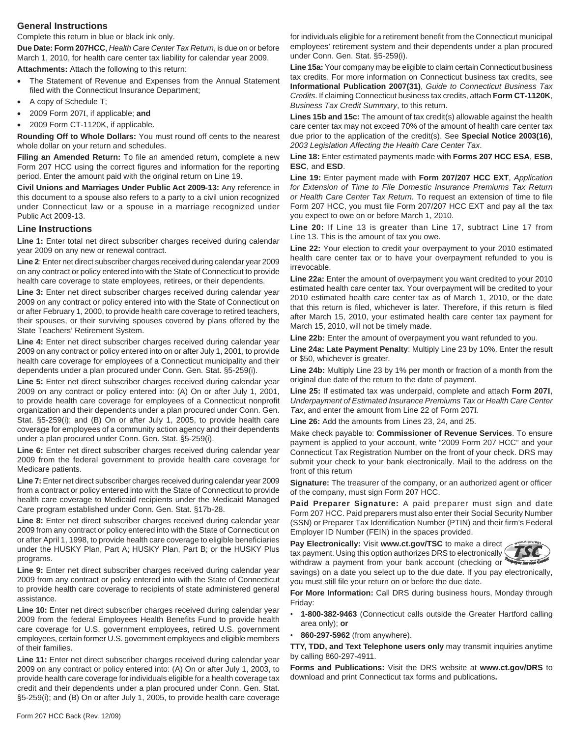## General Instructions

Complete this return in blue or black ink only.

**Due Date: Form 207HCC**, *Health Care Center Tax Return*, is due on or before March 1, 2010, for health care center tax liability for calendar year 2009.

**Attachments:** Attach the following to this return:

- The Statement of Revenue and Expenses from the Annual Statement filed with the Connecticut Insurance Department;
- A copy of Schedule T;
- 2009 Form 207I, if applicable; **and**
- 2009 Form CT-1120K, if applicable.

**Rounding Off to Whole Dollars:** You must round off cents to the nearest whole dollar on your return and schedules.

**Filing an Amended Return:** To file an amended return, complete a new Form 207 HCC using the correct figures and information for the reporting period. Enter the amount paid with the original return on Line 19.

**Civil Unions and Marriages Under Public Act 2009-13:** Any reference in this document to a spouse also refers to a party to a civil union recognized under Connecticut law or a spouse in a marriage recognized under Public Act 2009-13.

## Line Instructions

**Line 1:** Enter total net direct subscriber charges received during calendar year 2009 on any new or renewal contract.

**Line 2**: Enter net direct subscriber charges received during calendar year 2009 on any contract or policy entered into with the State of Connecticut to provide health care coverage to state employees, retirees, or their dependents.

**Line 3:** Enter net direct subscriber charges received during calendar year 2009 on any contract or policy entered into with the State of Connecticut on or after February 1, 2000, to provide health care coverage to retired teachers, their spouses, or their surviving spouses covered by plans offered by the State Teachers' Retirement System.

**Line 4:** Enter net direct subscriber charges received during calendar year 2009 on any contract or policy entered into on or after July 1, 2001, to provide health care coverage for employees of a Connecticut municipality and their dependents under a plan procured under Conn. Gen. Stat. §5-259(i).

**Line 5:** Enter net direct subscriber charges received during calendar year 2009 on any contract or policy entered into: (A) On or after July 1, 2001, to provide health care coverage for employees of a Connecticut nonprofit organization and their dependents under a plan procured under Conn. Gen. Stat. §5-259(i); and (B) On or after July 1, 2005, to provide health care coverage for employees of a community action agency and their dependents under a plan procured under Conn. Gen. Stat. §5-259(i).

**Line 6:** Enter net direct subscriber charges received during calendar year 2009 from the federal government to provide health care coverage for Medicare patients.

**Line 7:** Enter net direct subscriber charges received during calendar year 2009 from a contract or policy entered into with the State of Connecticut to provide health care coverage to Medicaid recipients under the Medicaid Managed Care program established under Conn. Gen. Stat. §17b-28.

**Line 8:** Enter net direct subscriber charges received during calendar year 2009 from any contract or policy entered into with the State of Connecticut on or after April 1, 1998, to provide health care coverage to eligible beneficiaries under the HUSKY Plan, Part A; HUSKY Plan, Part B; or the HUSKY Plus programs.

**Line 9:** Enter net direct subscriber charges received during calendar year 2009 from any contract or policy entered into with the State of Connecticut to provide health care coverage to recipients of state administered general assistance.

**Line 10:** Enter net direct subscriber charges received during calendar year 2009 from the federal Employees Health Benefits Fund to provide health care coverage for U.S. government employees, retired U.S. government employees, certain former U.S. government employees and eligible members of their families.

**Line 11:** Enter net direct subscriber charges received during calendar year 2009 on any contract or policy entered into: (A) On or after July 1, 2003, to provide health care coverage for individuals eligible for a health coverage tax credit and their dependents under a plan procured under Conn. Gen. Stat. §5-259(i); and (B) On or after July 1, 2005, to provide health care coverage for individuals eligible for a retirement benefit from the Connecticut municipal employees' retirement system and their dependents under a plan procured under Conn. Gen. Stat. §5-259(i).

**Line 15a:** Your company may be eligible to claim certain Connecticut business tax credits. For more information on Connecticut business tax credits, see **Informational Publication 2007(31)**, *Guide to Connecticut Business Tax Credits*. If claiming Connecticut business tax credits, attach **Form CT-1120K**, *Business Tax Credit Summary*, to this return.

**Lines 15b and 15c:** The amount of tax credit(s) allowable against the health care center tax may not exceed 70% of the amount of health care center tax due prior to the application of the credit(s). See **Special Notice 2003(16)**, *2003 Legislation Affecting the Health Care Center Tax*.

**Line 18:** Enter estimated payments made with **Forms 207 HCC ESA**, **ESB**, **ESC**, and **ESD**.

**Line 19:** Enter payment made with **Form 207/207 HCC EXT**, *Application for Extension of Time to File Domestic Insurance Premiums Tax Return or Health Care Center Tax Return.* To request an extension of time to file Form 207 HCC, you must file Form 207/207 HCC EXT and pay all the tax you expect to owe on or before March 1, 2010.

**Line 20:** If Line 13 is greater than Line 17, subtract Line 17 from Line 13. This is the amount of tax you owe.

**Line 22:** Your election to credit your overpayment to your 2010 estimated health care center tax or to have your overpayment refunded to you is irrevocable.

**Line 22a:** Enter the amount of overpayment you want credited to your 2010 estimated health care center tax. Your overpayment will be credited to your 2010 estimated health care center tax as of March 1, 2010, or the date that this return is filed, whichever is later. Therefore, if this return is filed after March 15, 2010, your estimated health care center tax payment for March 15, 2010, will not be timely made.

**Line 22b:** Enter the amount of overpayment you want refunded to you.

**Line 24a: Late Payment Penalty**: Multiply Line 23 by 10%. Enter the result or $50, whichever is greater.

**Line 24b:** Multiply Line 23 by 1% per month or fraction of a month from the original due date of the return to the date of payment.

**Line 25:** If estimated tax was underpaid, complete and attach **Form 207I**, *Underpayment of Estimated Insurance Premiums Tax or Health Care Center Tax*, and enter the amount from Line 22 of Form 207I.

**Line 26:** Add the amounts from Lines 23, 24, and 25.

Make check payable to: **Commissioner of Revenue Services**. To ensure payment is applied to your account, write "2009 Form 207 HCC" and your Connecticut Tax Registration Number on the front of your check. DRS may submit your check to your bank electronically. Mail to the address on the front of this return

**Signature:** The treasurer of the company, or an authorized agent or officer of the company, must sign Form 207 HCC.

**Paid Preparer Signature:** A paid preparer must sign and date Form 207 HCC. Paid preparers must also enter their Social Security Number (SSN) or Preparer Tax Identification Number (PTIN) and their firm's Federal Employer ID Number (FEIN) in the spaces provided.

**Pay Electronically:** Visit **www.ct.gov/TSC** to make a direct tax payment. Using this option authorizes DRS to electronically withdraw a payment from your bank account (checking or savings) on a date you select up to the due date. If you pay electronically, you must still file your return on or before the due date.

**For More Information:** Call DRS during business hours, Monday through Friday:

- **1-800-382-9463** (Connecticut calls outside the Greater Hartford calling area only); **or**
- **860-297-5962** (from anywhere).

**TTY, TDD, and Text Telephone users only** may transmit inquiries anytime by calling 860-297-4911.

**Forms and Publications:** Visit the DRS website at **www.ct.gov/DRS** to download and print Connecticut tax forms and publications**.**

Form 207 HCC Back (Rev. 12/09)